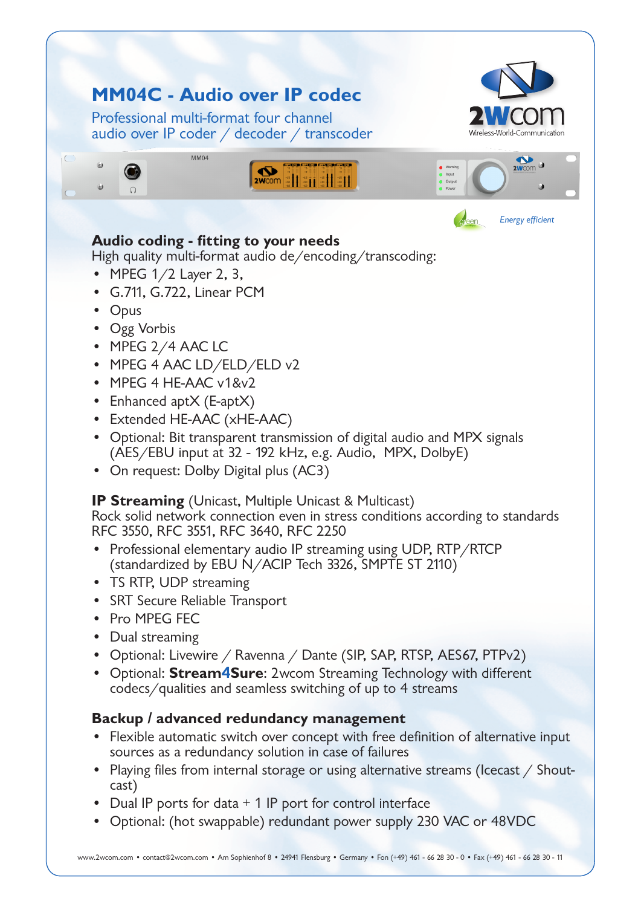# MM04C - Audio over IP codec

Professional multi-format four channel audio over IP coder / decoder / transcoder

2wcom
Wireless-World-Communication

*Energy efficient*

## Audio coding - fitting to your needs

High quality multi-format audio de/encoding/transcoding:

- MPEG 1/2 Layer 2, 3,
- G.711, G.722, Linear PCM
- Opus
- Ogg Vorbis
- MPEG 2/4 AAC LC
- MPEG 4 AAC LD/ELD/ELD v2
- MPEG 4 HE-AAC v1&v2
- Enhanced aptX (E-aptX)
- Extended HE-AAC (xHE-AAC)
- Optional: Bit transparent transmission of digital audio and MPX signals (AES/EBU input at 32 - 192 kHz, e.g. Audio, MPX, DolbyE)
- On request: Dolby Digital plus (AC3)

## IP Streaming (Unicast, Multiple Unicast & Multicast)

Rock solid network connection even in stress conditions according to standards RFC 3550, RFC 3551, RFC 3640, RFC 2250

- Professional elementary audio IP streaming using UDP, RTP/RTCP (standardized by EBU N/ACIP Tech 3326, SMPTE ST 2110)
- TS RTP, UDP streaming
- SRT Secure Reliable Transport
- Pro MPEG FEC
- Dual streaming
- Optional: Livewire / Ravenna / Dante (SIP, SAP, RTSP, AES67, PTPv2)
- Optional: **Stream4Sure**: 2wcom Streaming Technology with different codecs/qualities and seamless switching of up to 4 streams

## Backup / advanced redundancy management

- Flexible automatic switch over concept with free definition of alternative input sources as a redundancy solution in case of failures
- Playing files from internal storage or using alternative streams (Icecast / Shoutcast)
- Dual IP ports for data + 1 IP port for control interface
- Optional: (hot swappable) redundant power supply 230 VAC or 48VDC

www.2wcom.com • contact@2wcom.com • Am Sophienhof 8 • 24941 Flensburg • Germany • Fon (+49) 461 - 66 28 30 - 0 • Fax (+49) 461 - 66 28 30 - 11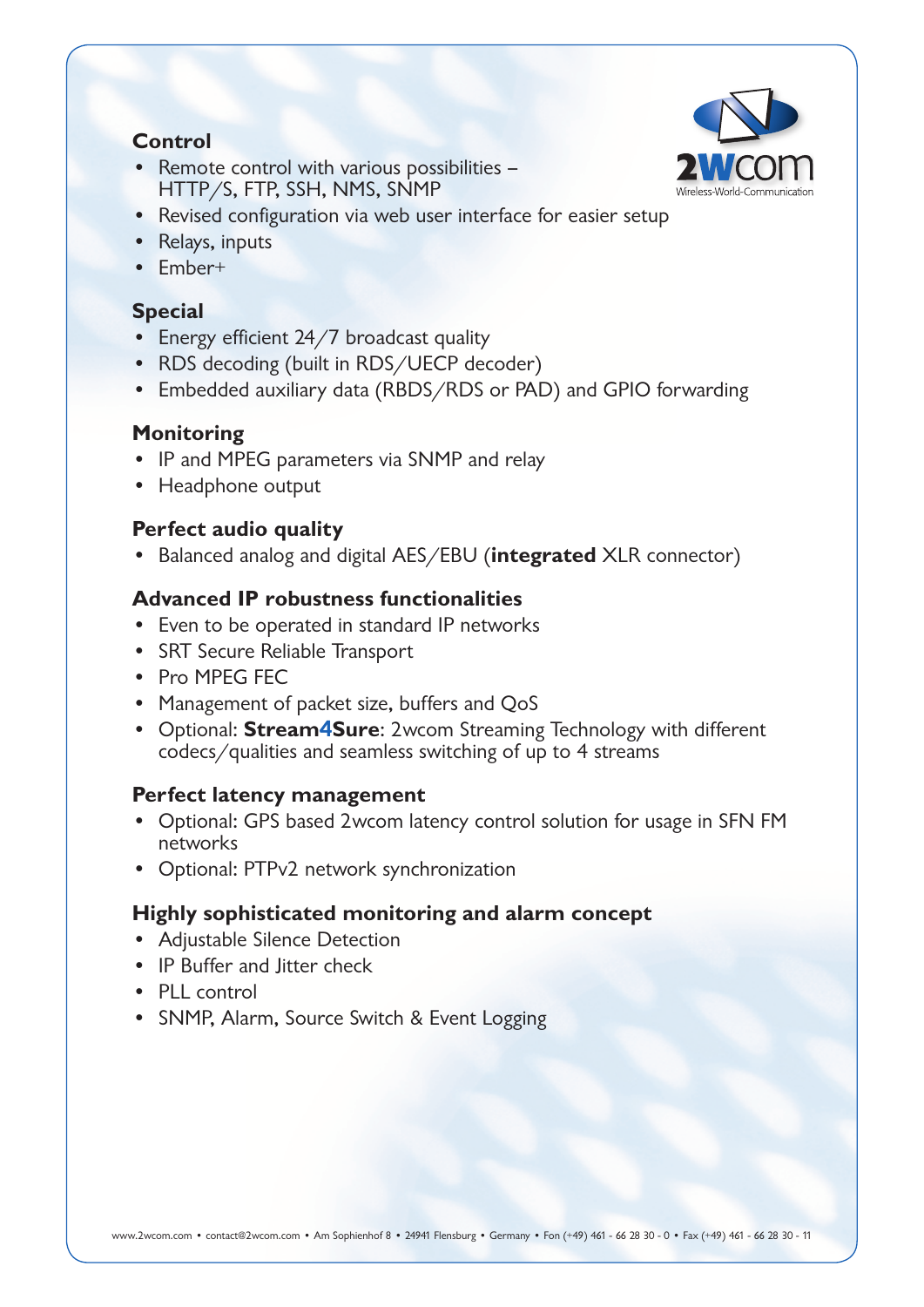## Control

- Remote control with various possibilities – HTTP/S, FTP, SSH, NMS, SNMP
- Revised configuration via web user interface for easier setup
- Relays, inputs
- Ember+

## Special

- Energy efficient 24/7 broadcast quality
- RDS decoding (built in RDS/UECP decoder)
- Embedded auxiliary data (RBDS/RDS or PAD) and GPIO forwarding

## Monitoring

- IP and MPEG parameters via SNMP and relay
- Headphone output

## Perfect audio quality

- Balanced analog and digital AES/EBU (**integrated** XLR connector)

## Advanced IP robustness functionalities

- Even to be operated in standard IP networks
- SRT Secure Reliable Transport
- Pro MPEG FEC
- Management of packet size, buffers and QoS
- Optional: **Stream4Sure**: 2wcom Streaming Technology with different codecs/qualities and seamless switching of up to 4 streams

## Perfect latency management

- Optional: GPS based 2wcom latency control solution for usage in SFN FM networks
- Optional: PTPv2 network synchronization

## Highly sophisticated monitoring and alarm concept

- Adjustable Silence Detection
- IP Buffer and Jitter check
- PLL control
- SNMP, Alarm, Source Switch & Event Logging

www.2wcom.com • contact@2wcom.com • Am Sophienhof 8 • 24941 Flensburg • Germany • Fon (+49) 461 - 66 28 30 - 0 • Fax (+49) 461 - 66 28 30 - 11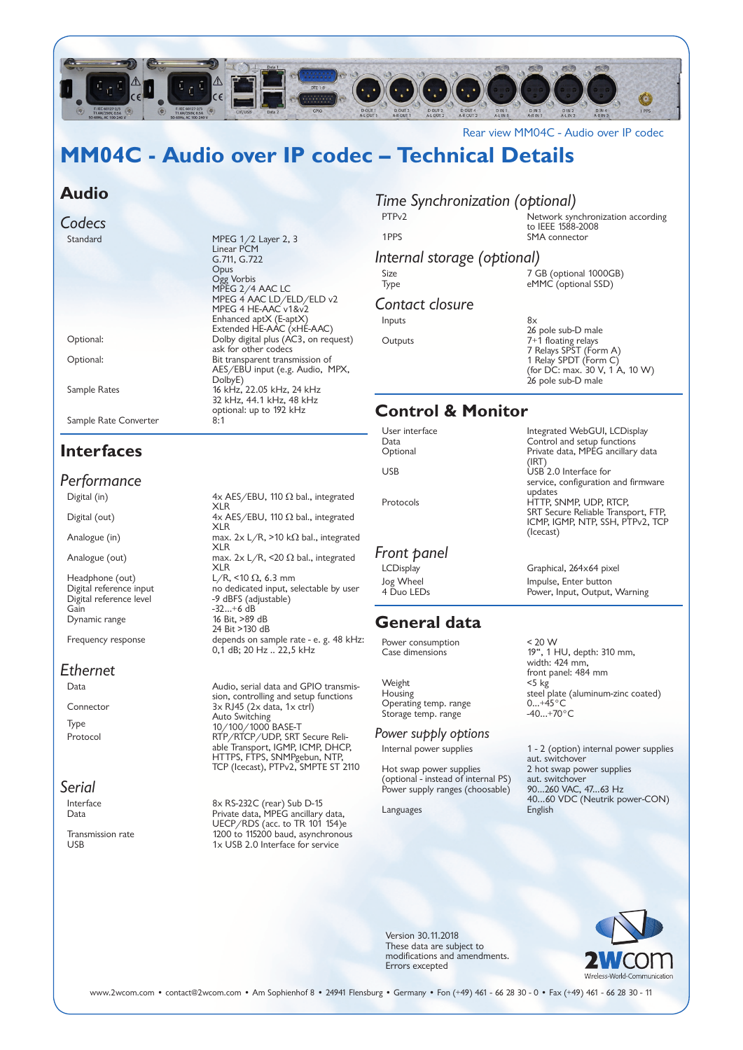Rear view MM04C - Audio over IP codec

# MM04C - Audio over IP codec – Technical Details

## Audio

### *Codecs*

| | |
|---|---|
| Standard | MPEG 1/2 Layer 2, 3<br>Linear PCM<br>G.711, G.722<br>Opus<br>Ogg Vorbis<br>MPEG 2/4 AAC LC<br>MPEG 4 AAC LD/ELD/ELD v2<br>MPEG 4 HE-AAC v1&v2<br>Enhanced aptX (E-aptX)<br>Extended HE-AAC (xHE-AAC) |
| Optional: | Dolby digital plus (AC3, on request)<br>ask for other codecs |
| Optional: | Bit transparent transmission of AES/EBU input (e.g. Audio, MPX, DolbyE) |
| Sample Rates | 16 kHz, 22.05 kHz, 24 kHz<br>32 kHz, 44.1 kHz, 48 kHz<br>optional: up to 192 kHz |
| Sample Rate Converter | 8:1 |

## Interfaces

### *Performance*

| | |
|---|---|
| Digital (in) | 4x AES/EBU, 110 Ω bal., integrated XLR |
| Digital (out) | 4x AES/EBU, 110 Ω bal., integrated XLR |
| Analogue (in) | max. 2x L/R, >10 kΩ bal., integrated XLR |
| Analogue (out) | max. 2x L/R, <20 Ω bal., integrated XLR |
| Headphone (out) | L/R, <10 Ω, 6.3 mm |
| Digital reference input | no dedicated input, selectable by user |
| Digital reference level | -9 dBFS (adjustable) |
| Gain | -32...+6 dB |
| Dynamic range | 16 Bit, >89 dB<br>24 Bit >130 dB |
| Frequency response | depends on sample rate - e. g. 48 kHz: 0,1 dB; 20 Hz .. 22,5 kHz |

### *Ethernet*

| | |
|---|---|
| Data | Audio, serial data and GPIO transmission, controlling and setup functions |
| Connector | 3x RJ45 (2x data, 1x ctrl)<br>Auto Switching |
| Type | 10/100/1000 BASE-T |
| Protocol | RTP/RTCP/UDP, SRT Secure Reliable Transport, IGMP, ICMP, DHCP, HTTPS, FTPS, SNMPgebun, NTP, TCP (Icecast), PTPv2, SMPTE ST 2110 |

### *Serial*

| | |
|---|---|
| Interface | 8x RS-232C (rear) Sub D-15 |
| Data | Private data, MPEG ancillary data, UECP/RDS (acc. to TR 101 154)e |
| Transmission rate | 1200 to 115200 baud, asynchronous |
| USB | 1x USB 2.0 Interface for service |

### *Time Synchronization (optional)*

| | |
|---|---|
| PTPv2 | Network synchronization according to IEEE 1588-2008 |
| 1PPS | SMA connector |

### *Internal storage (optional)*

| | |
|---|---|
| Size | 7 GB (optional 1000GB) |
| Type | eMMC (optional SSD) |

### *Contact closure*

| | |
|---|---|
| Inputs | 8x<br>26 pole sub-D male |
| Outputs | 7+1 floating relays<br>7 Relays SPST (Form A)<br>1 Relay SPDT (Form C)<br>(for DC: max. 30 V, 1 A, 10 W)<br>26 pole sub-D male |

## Control & Monitor

| | |
|---|---|
| User interface | Integrated WebGUI, LCDisplay |
| Data | Control and setup functions |
| Optional | Private data, MPEG ancillary data (IRT) |
| USB | USB 2.0 Interface for service, configuration and firmware updates |
| Protocols | HTTP, SNMP, UDP, RTCP, SRT Secure Reliable Transport, FTP, ICMP, IGMP, NTP, SSH, PTPv2, TCP (Icecast) |

### *Front panel*

| | |
|---|---|
| LCDisplay | Graphical, 264x64 pixel |
| Jog Wheel | Impulse, Enter button |
| 4 Duo LEDs | Power, Input, Output, Warning |

## General data

| | |
|---|---|
| Power consumption | < 20 W |
| Case dimensions | 19", 1 HU, depth: 310 mm, width: 424 mm, front panel: 484 mm |
| Weight | <5 kg |
| Housing | steel plate (aluminum-zinc coated) |
| Operating temp. range | 0...+45°C |
| Storage temp. range | -40...+70°C |

### *Power supply options*

| | |
|---|---|
| Internal power supplies | 1 - 2 (option) internal power supplies aut. switchover |
| Hot swap power supplies (optional - instead of internal PS) | 2 hot swap power supplies aut. switchover |
| Power supply ranges (choosable) | 90...260 VAC, 47...63 Hz<br>40...60 VDC (Neutrik power-CON) |
| Languages | English |

Version 30.11.2018
These data are subject to modifications and amendments.
Errors excepted

2wcom
Wireless-World-Communication

www.2wcom.com • contact@2wcom.com • Am Sophienhof 8 • 24941 Flensburg • Germany • Fon (+49) 461 - 66 28 30 - 0 • Fax (+49) 461 - 66 28 30 - 11